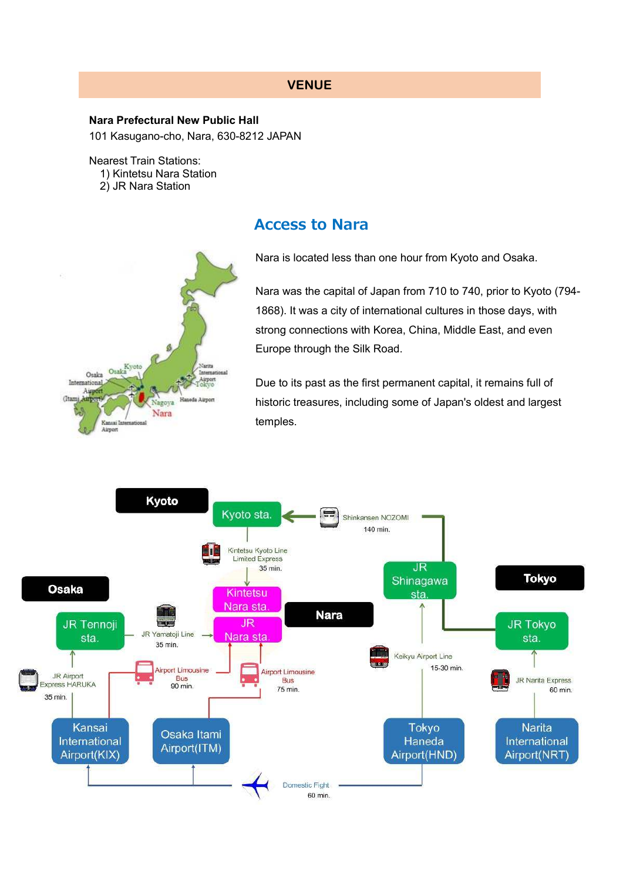## VENUE

**Nara Prefectural New Public Hall**
101 Kasugano-cho, Nara, 630-8212 JAPAN

Nearest Train Stations:
1) Kintetsu Nara Station
2) JR Nara Station

## Access to Nara

Nara is located less than one hour from Kyoto and Osaka.

Nara was the capital of Japan from 710 to 740, prior to Kyoto (794-1868). It was a city of international cultures in those days, with strong connections with Korea, China, Middle East, and even Europe through the Silk Road.

Due to its past as the first permanent capital, it remains full of historic treasures, including some of Japan's oldest and largest temples.

**Kyoto**
- Kyoto sta. → Kintetsu Nara sta.: Kintetsu Kyoto Line Limited Express, 35 min.

**Osaka**
- JR Tennoji sta. → JR Nara sta.: JR Yamatoji Line, 35 min.
- Kansai International Airport(KIX) → JR Tennoji sta.: JR Airport Express HARUKA, 35 min.
- Kansai International Airport(KIX) → Nara: Airport Limousine Bus, 90 min.
- Osaka Itami Airport(ITM) → Nara: Airport Limousine Bus, 75 min.

**Tokyo**
- JR Tokyo sta. / JR Shinagawa sta. → Kyoto sta.: Shinkansen NOZOMI, 140 min.
- Tokyo Haneda Airport(HND) → JR Shinagawa sta.: Keikyu Airport Line, 15-30 min.
- Narita International Airport(NRT) → JR Tokyo sta.: JR Narita Express, 60 min.
- Tokyo Haneda Airport(HND) → Kansai International Airport(KIX) / Osaka Itami Airport(ITM): Domestic Flight, 60 min.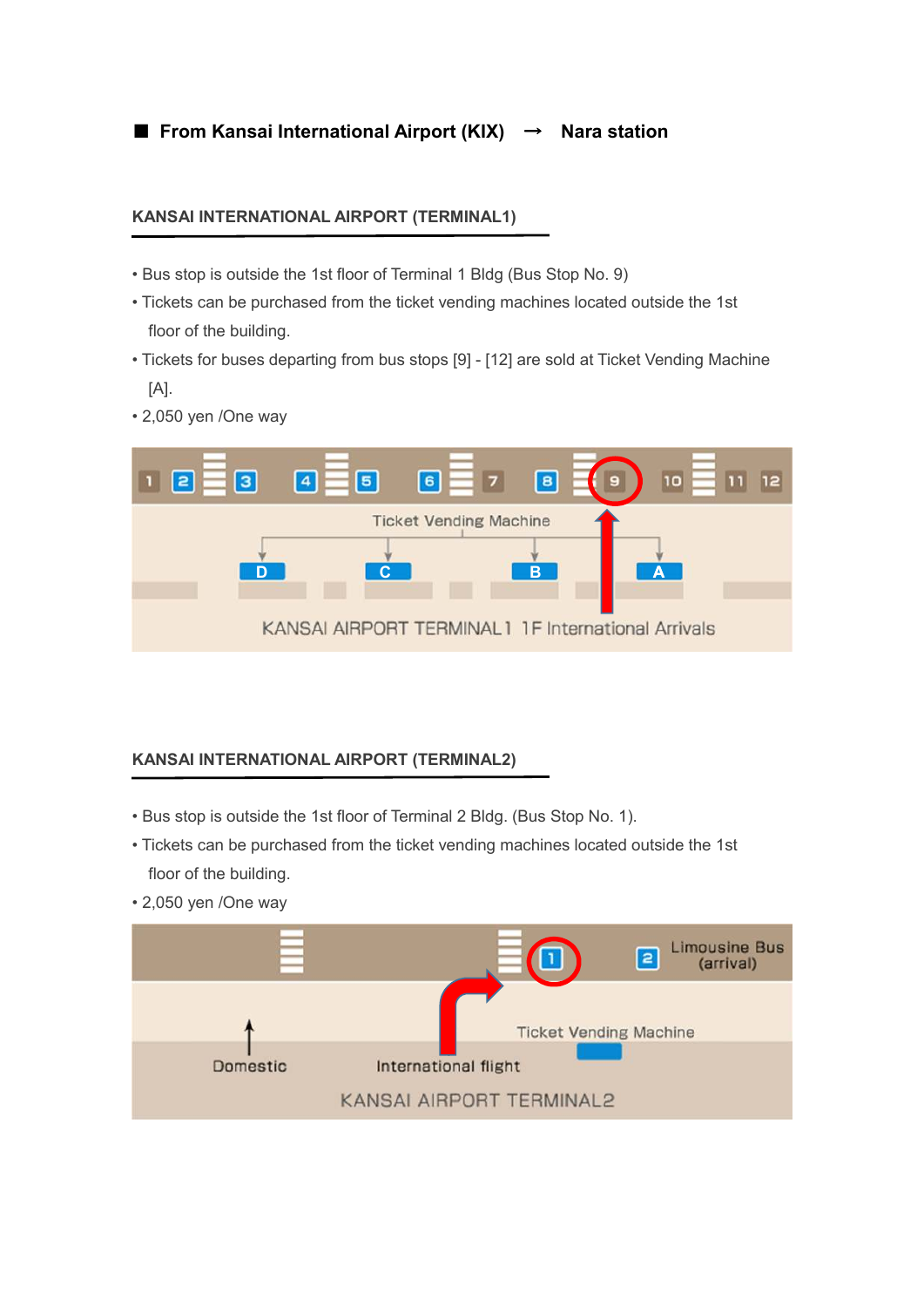## ■ From Kansai International Airport (KIX) → Nara station

### KANSAI INTERNATIONAL AIRPORT (TERMINAL1)

- Bus stop is outside the 1st floor of Terminal 1 Bldg (Bus Stop No. 9)
- Tickets can be purchased from the ticket vending machines located outside the 1st floor of the building.
- Tickets for buses departing from bus stops [9] - [12] are sold at Ticket Vending Machine [A].
- 2,050 yen /One way

### KANSAI INTERNATIONAL AIRPORT (TERMINAL2)

- Bus stop is outside the 1st floor of Terminal 2 Bldg. (Bus Stop No. 1).
- Tickets can be purchased from the ticket vending machines located outside the 1st floor of the building.
- 2,050 yen /One way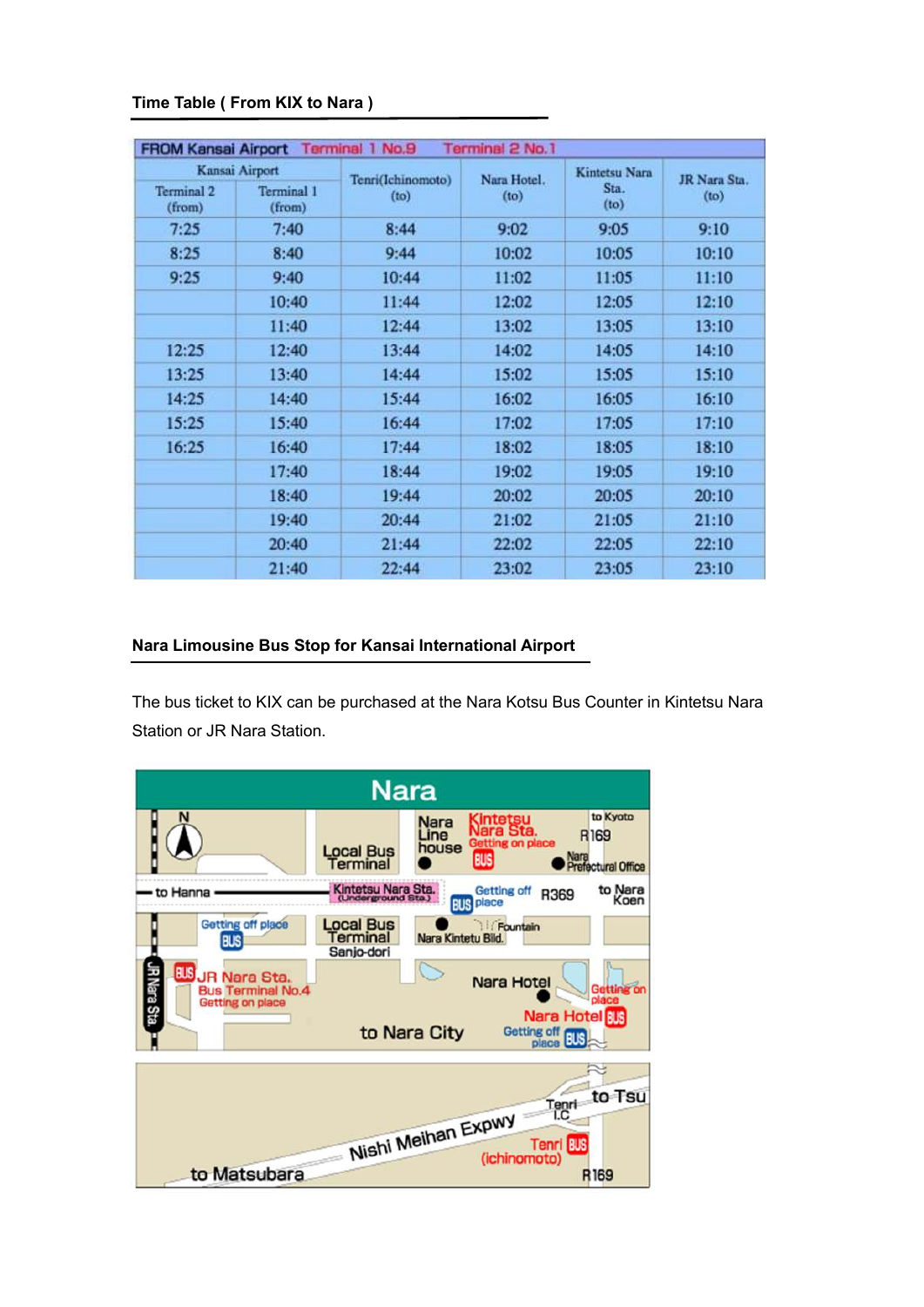**Time Table ( From KIX to Nara )**

| FROM Kansai Airport Terminal 1 No.9 Terminal 2 No.1 | | | | | |
|---|---|---|---|---|---|
| Kansai Airport | | Tenri(Ichinomoto) (to) | Nara Hotel. (to) | Kintetsu Nara Sta. (to) | JR Nara Sta. (to) |
| Terminal 2 (from) | Terminal 1 (from) | | | | |
| 7:25 | 7:40 | 8:44 | 9:02 | 9:05 | 9:10 |
| 8:25 | 8:40 | 9:44 | 10:02 | 10:05 | 10:10 |
| 9:25 | 9:40 | 10:44 | 11:02 | 11:05 | 11:10 |
| | 10:40 | 11:44 | 12:02 | 12:05 | 12:10 |
| | 11:40 | 12:44 | 13:02 | 13:05 | 13:10 |
| 12:25 | 12:40 | 13:44 | 14:02 | 14:05 | 14:10 |
| 13:25 | 13:40 | 14:44 | 15:02 | 15:05 | 15:10 |
| 14:25 | 14:40 | 15:44 | 16:02 | 16:05 | 16:10 |
| 15:25 | 15:40 | 16:44 | 17:02 | 17:05 | 17:10 |
| 16:25 | 16:40 | 17:44 | 18:02 | 18:05 | 18:10 |
| | 17:40 | 18:44 | 19:02 | 19:05 | 19:10 |
| | 18:40 | 19:44 | 20:02 | 20:05 | 20:10 |
| | 19:40 | 20:44 | 21:02 | 21:05 | 21:10 |
| | 20:40 | 21:44 | 22:02 | 22:05 | 22:10 |
| | 21:40 | 22:44 | 23:02 | 23:05 | 23:10 |

**Nara Limousine Bus Stop for Kansai International Airport**

The bus ticket to KIX can be purchased at the Nara Kotsu Bus Counter in Kintetsu Nara Station or JR Nara Station.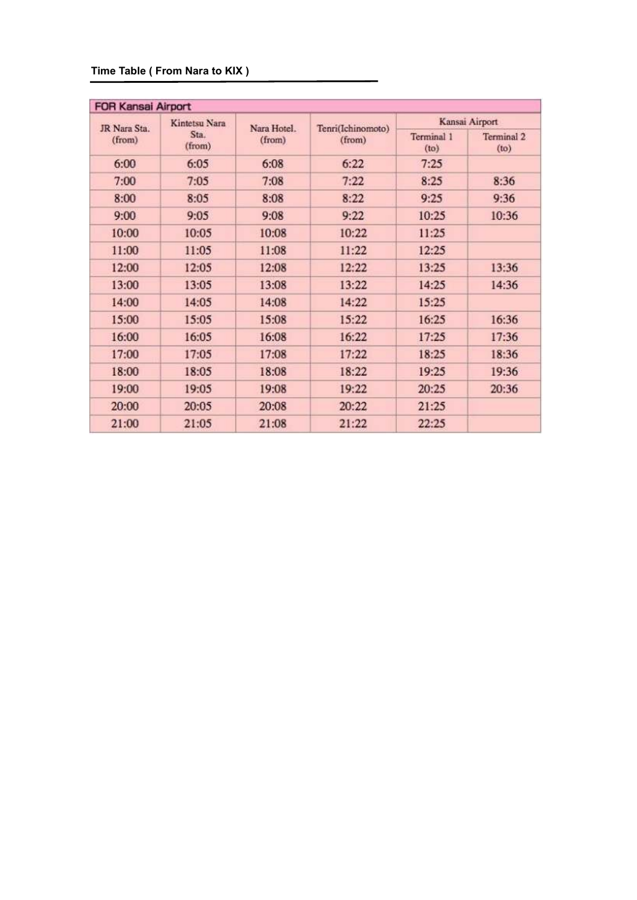**Time Table ( From Nara to KIX )**

| FOR Kansai Airport | | | | | |
|---|---|---|---|---|---|
| JR Nara Sta. (from) | Kintetsu Nara Sta. (from) | Nara Hotel. (from) | Tenri(Ichinomoto) (from) | Kansai Airport | |
| | | | | Terminal 1 (to) | Terminal 2 (to) |
| 6:00 | 6:05 | 6:08 | 6:22 | 7:25 | |
| 7:00 | 7:05 | 7:08 | 7:22 | 8:25 | 8:36 |
| 8:00 | 8:05 | 8:08 | 8:22 | 9:25 | 9:36 |
| 9:00 | 9:05 | 9:08 | 9:22 | 10:25 | 10:36 |
| 10:00 | 10:05 | 10:08 | 10:22 | 11:25 | |
| 11:00 | 11:05 | 11:08 | 11:22 | 12:25 | |
| 12:00 | 12:05 | 12:08 | 12:22 | 13:25 | 13:36 |
| 13:00 | 13:05 | 13:08 | 13:22 | 14:25 | 14:36 |
| 14:00 | 14:05 | 14:08 | 14:22 | 15:25 | |
| 15:00 | 15:05 | 15:08 | 15:22 | 16:25 | 16:36 |
| 16:00 | 16:05 | 16:08 | 16:22 | 17:25 | 17:36 |
| 17:00 | 17:05 | 17:08 | 17:22 | 18:25 | 18:36 |
| 18:00 | 18:05 | 18:08 | 18:22 | 19:25 | 19:36 |
| 19:00 | 19:05 | 19:08 | 19:22 | 20:25 | 20:36 |
| 20:00 | 20:05 | 20:08 | 20:22 | 21:25 | |
| 21:00 | 21:05 | 21:08 | 21:22 | 22:25 | |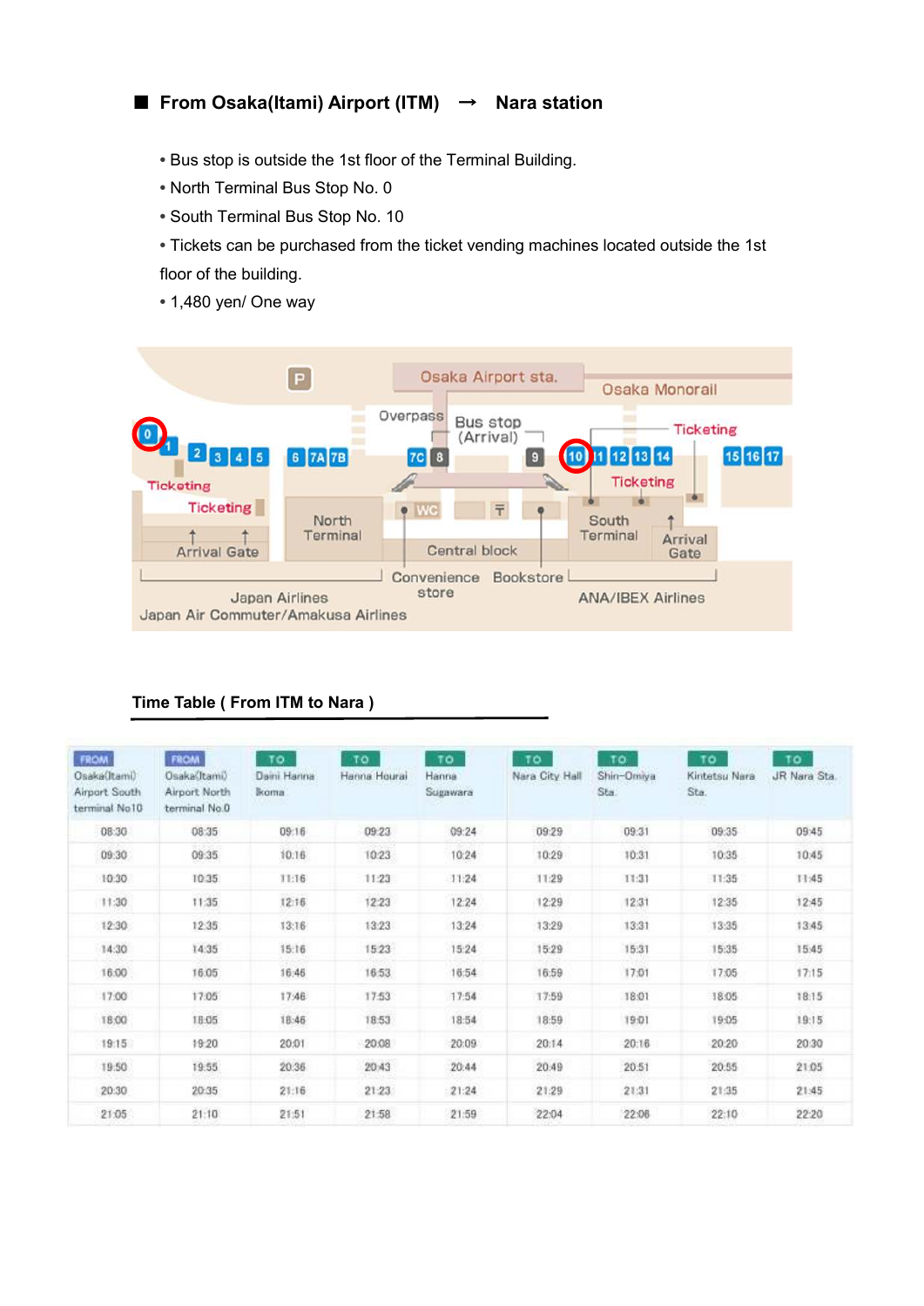## ■ From Osaka(Itami) Airport (ITM) → Nara station

- Bus stop is outside the 1st floor of the Terminal Building.
- North Terminal Bus Stop No. 0
- South Terminal Bus Stop No. 10
- Tickets can be purchased from the ticket vending machines located outside the 1st floor of the building.
- 1,480 yen/ One way

### Time Table ( From ITM to Nara )

| FROM Osaka(Itami) Airport South terminal No10 | FROM Osaka(Itami) Airport North terminal No.0 | TO Daini Hanna Ikoma | TO Hanna Hourai | TO Hanna Sugawara | TO Nara City Hall | TO Shin-Omiya Sta. | TO Kintetsu Nara Sta. | TO JR Nara Sta. |
|---|---|---|---|---|---|---|---|---|
| 08:30 | 08:35 | 09:16 | 09:23 | 09:24 | 09:29 | 09:31 | 09:35 | 09:45 |
| 09:30 | 09:35 | 10:16 | 10:23 | 10:24 | 10:29 | 10:31 | 10:35 | 10:45 |
| 10:30 | 10:35 | 11:16 | 11:23 | 11:24 | 11:29 | 11:31 | 11:35 | 11:45 |
| 11:30 | 11:35 | 12:16 | 12:23 | 12:24 | 12:29 | 12:31 | 12:35 | 12:45 |
| 12:30 | 12:35 | 13:16 | 13:23 | 13:24 | 13:29 | 13:31 | 13:35 | 13:45 |
| 14:30 | 14:35 | 15:16 | 15:23 | 15:24 | 15:29 | 15:31 | 15:35 | 15:45 |
| 16:00 | 16:05 | 16:46 | 16:53 | 16:54 | 16:59 | 17:01 | 17:05 | 17:15 |
| 17:00 | 17:05 | 17:46 | 17:53 | 17:54 | 17:59 | 18:01 | 18:05 | 18:15 |
| 18:00 | 18:05 | 18:46 | 18:53 | 18:54 | 18:59 | 19:01 | 19:05 | 19:15 |
| 19:15 | 19:20 | 20:01 | 20:08 | 20:09 | 20:14 | 20:16 | 20:20 | 20:30 |
| 19:50 | 19:55 | 20:36 | 20:43 | 20:44 | 20:49 | 20:51 | 20:55 | 21:05 |
| 20:30 | 20:35 | 21:16 | 21:23 | 21:24 | 21:29 | 21:31 | 21:35 | 21:45 |
| 21:05 | 21:10 | 21:51 | 21:58 | 21:59 | 22:04 | 22:06 | 22:10 | 22:20 |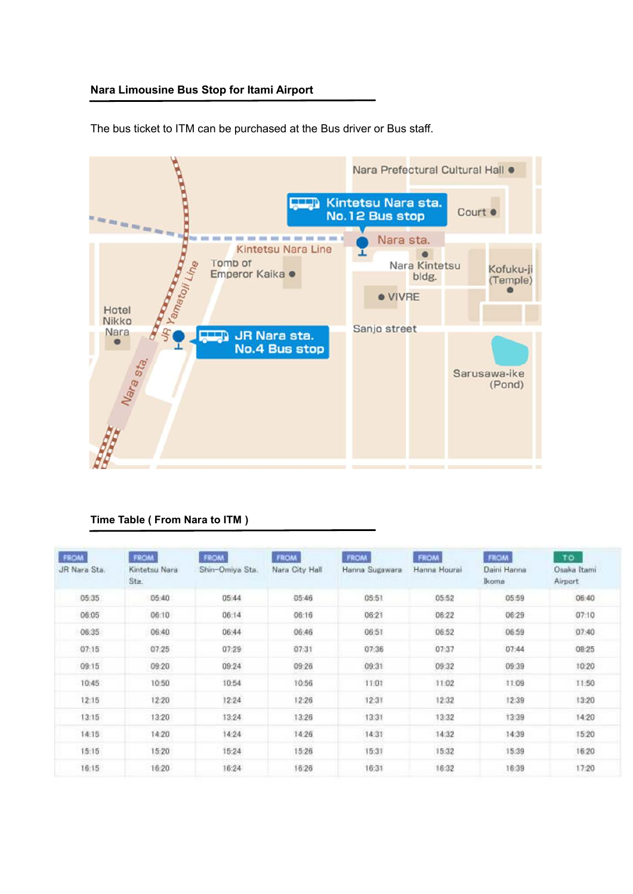## Nara Limousine Bus Stop for Itami Airport

The bus ticket to ITM can be purchased at the Bus driver or Bus staff.

Nara Prefectural Cultural Hall

Kintetsu Nara sta. No.12 Bus stop

Court

Nara sta.

Kintetsu Nara Line

Tomb of Emperor Kaika

Nara Kintetsu bldg.

Kofuku-ji (Temple)

JR Yamatoji Line

VIVRE

Hotel Nikko Nara

JR Nara sta. No.4 Bus stop

Sanjo street

Nara sta.

Sarusawa-ike (Pond)

## Time Table ( From Nara to ITM )

| FROM JR Nara Sta. | FROM Kintetsu Nara Sta. | FROM Shin-Omiya Sta. | FROM Nara City Hall | FROM Hanna Sugawara | FROM Hanna Hourai | FROM Daini Hanna Ikoma | TO Osaka Itami Airport |
|---|---|---|---|---|---|---|---|
| 05:35 | 05:40 | 05:44 | 05:46 | 05:51 | 05:52 | 05:59 | 06:40 |
| 06:05 | 06:10 | 06:14 | 06:16 | 06:21 | 06:22 | 06:29 | 07:10 |
| 06:35 | 06:40 | 06:44 | 06:46 | 06:51 | 06:52 | 06:59 | 07:40 |
| 07:15 | 07:25 | 07:29 | 07:31 | 07:36 | 07:37 | 07:44 | 08:25 |
| 09:15 | 09:20 | 09:24 | 09:26 | 09:31 | 09:32 | 09:39 | 10:20 |
| 10:45 | 10:50 | 10:54 | 10:56 | 11:01 | 11:02 | 11:09 | 11:50 |
| 12:15 | 12:20 | 12:24 | 12:26 | 12:31 | 12:32 | 12:39 | 13:20 |
| 13:15 | 13:20 | 13:24 | 13:26 | 13:31 | 13:32 | 13:39 | 14:20 |
| 14:15 | 14:20 | 14:24 | 14:26 | 14:31 | 14:32 | 14:39 | 15:20 |
| 15:15 | 15:20 | 15:24 | 15:26 | 15:31 | 15:32 | 15:39 | 16:20 |
| 16:15 | 16:20 | 16:24 | 16:26 | 16:31 | 16:32 | 16:39 | 17:20 |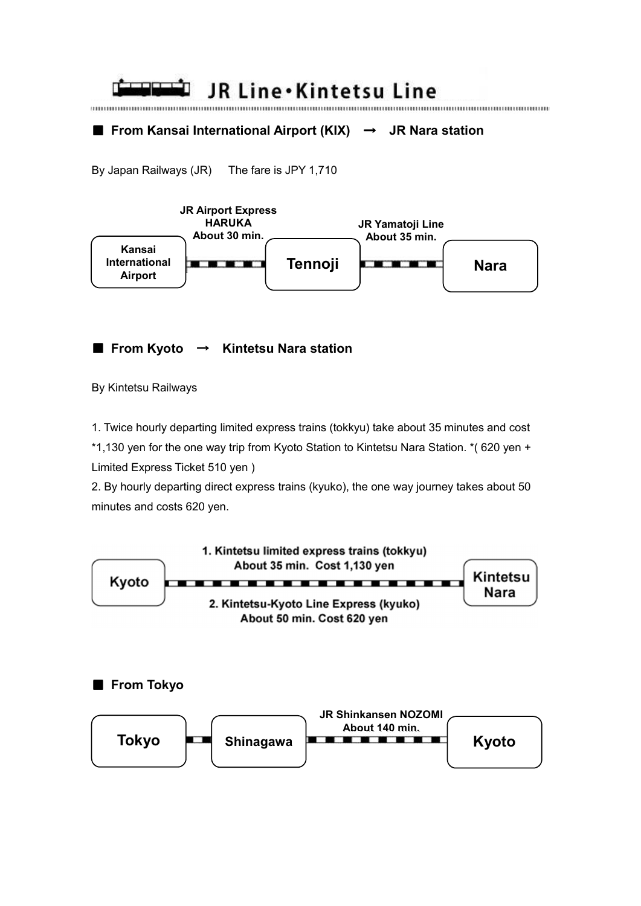# JR Line・Kintetsu Line

## ■ From Kansai International Airport (KIX) → JR Nara station

By Japan Railways (JR)　 The fare is JPY 1,710

Kansai International Airport → (JR Airport Express HARUKA, About 30 min.) → Tennoji → (JR Yamatoji Line, About 35 min.) → Nara

## ■ From Kyoto → Kintetsu Nara station

By Kintetsu Railways

1. Twice hourly departing limited express trains (tokkyu) take about 35 minutes and cost *1,130 yen for the one way trip from Kyoto Station to Kintetsu Nara Station. *( 620 yen + Limited Express Ticket 510 yen )
2. By hourly departing direct express trains (kyuko), the one way journey takes about 50 minutes and costs 620 yen.

Kyoto → Kintetsu Nara

1. Kintetsu limited express trains (tokkyu) About 35 min. Cost 1,130 yen
2. Kintetsu-Kyoto Line Express (kyuko) About 50 min. Cost 620 yen

## ■ From Tokyo

Tokyo → Shinagawa → (JR Shinkansen NOZOMI, About 140 min.) → Kyoto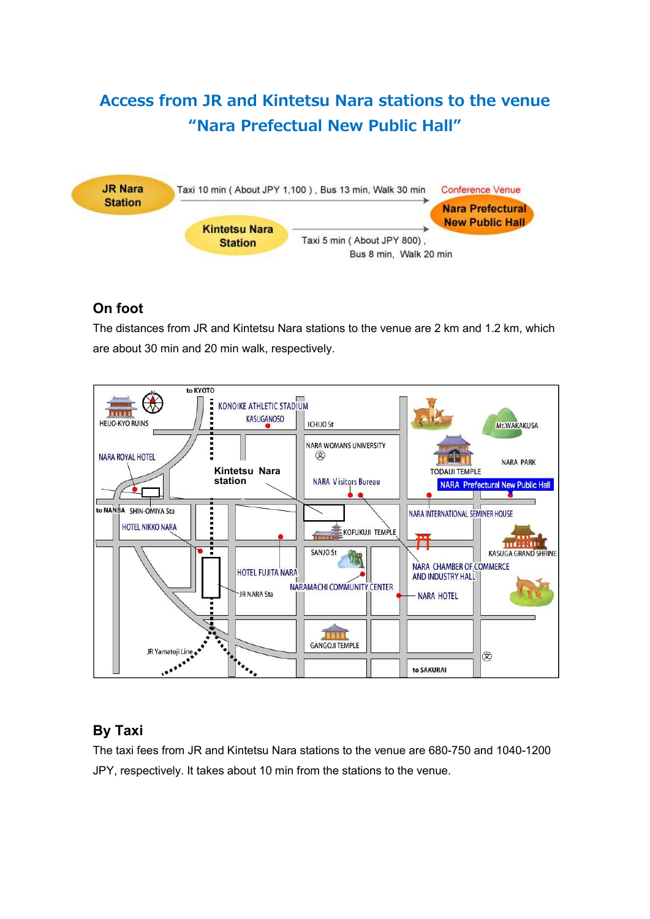# Access from JR and Kintetsu Nara stations to the venue "Nara Prefectual New Public Hall"

**JR Nara Station** → Taxi 10 min ( About JPY 1,100 ) , Bus 13 min, Walk 30 min → Conference Venue **Nara Prefectural New Public Hall**

**Kintetsu Nara Station** → Taxi 5 min ( About JPY 800) , Bus 8 min, Walk 20 min → Conference Venue **Nara Prefectural New Public Hall**

## On foot

The distances from JR and Kintetsu Nara stations to the venue are 2 km and 1.2 km, which are about 30 min and 20 min walk, respectively.

## By Taxi

The taxi fees from JR and Kintetsu Nara stations to the venue are 680-750 and 1040-1200 JPY, respectively. It takes about 10 min from the stations to the venue.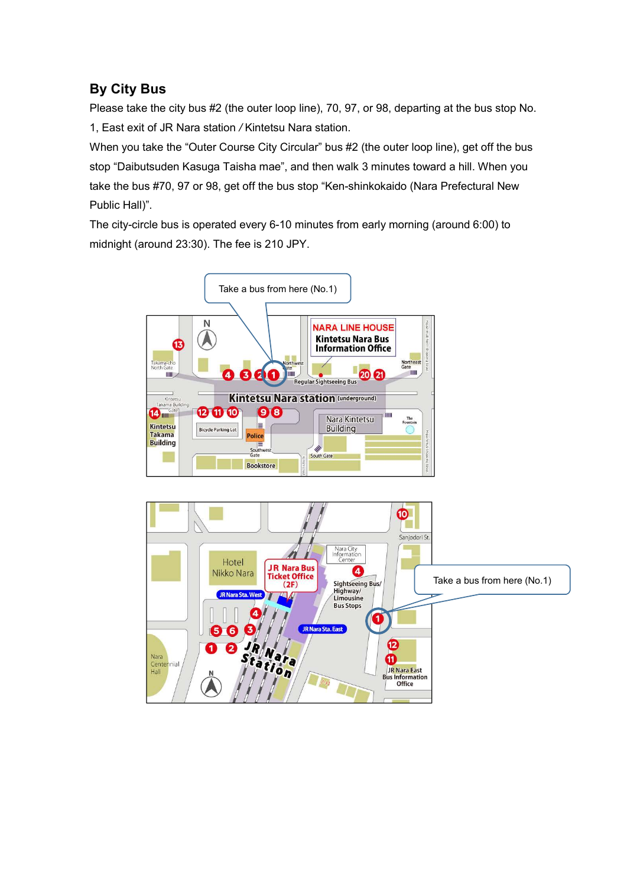## By City Bus

Please take the city bus #2 (the outer loop line), 70, 97, or 98, departing at the bus stop No. 1, East exit of JR Nara station / Kintetsu Nara station.

When you take the “Outer Course City Circular” bus #2 (the outer loop line), get off the bus stop “Daibutsuden Kasuga Taisha mae”, and then walk 3 minutes toward a hill. When you take the bus #70, 97 or 98, get off the bus stop “Ken-shinkokaido (Nara Prefectural New Public Hall)”.

The city-circle bus is operated every 6-10 minutes from early morning (around 6:00) to midnight (around 23:30). The fee is 210 JPY.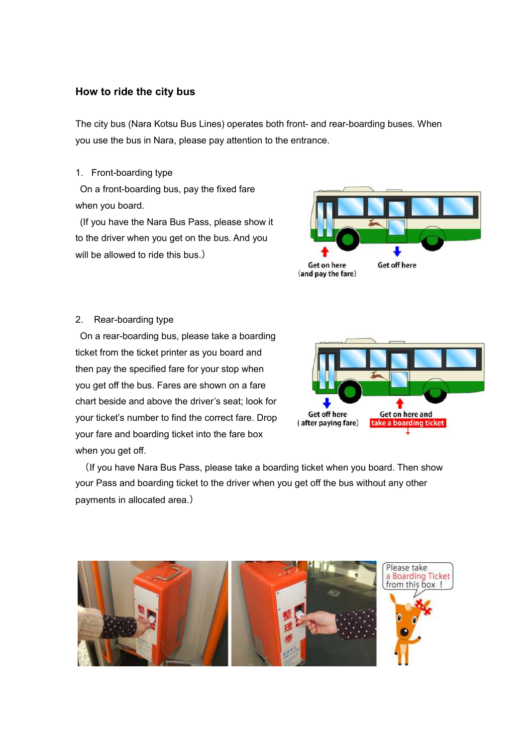## How to ride the city bus

The city bus (Nara Kotsu Bus Lines) operates both front- and rear-boarding buses. When you use the bus in Nara, please pay attention to the entrance.

1. Front-boarding type

On a front-boarding bus, pay the fixed fare when you board.

(If you have the Nara Bus Pass, please show it to the driver when you get on the bus. And you will be allowed to ride this bus.)

Get on here (and pay the fare)

Get off here

2. Rear-boarding type

On a rear-boarding bus, please take a boarding ticket from the ticket printer as you board and then pay the specified fare for your stop when you get off the bus. Fares are shown on a fare chart beside and above the driver's seat; look for your ticket's number to find the correct fare. Drop your fare and boarding ticket into the fare box when you get off.

(If you have Nara Bus Pass, please take a boarding ticket when you board. Then show your Pass and boarding ticket to the driver when you get off the bus without any other payments in allocated area.)

Get off here (after paying fare)

Get on here and take a boarding ticket

Please take a Boarding Ticket from this box !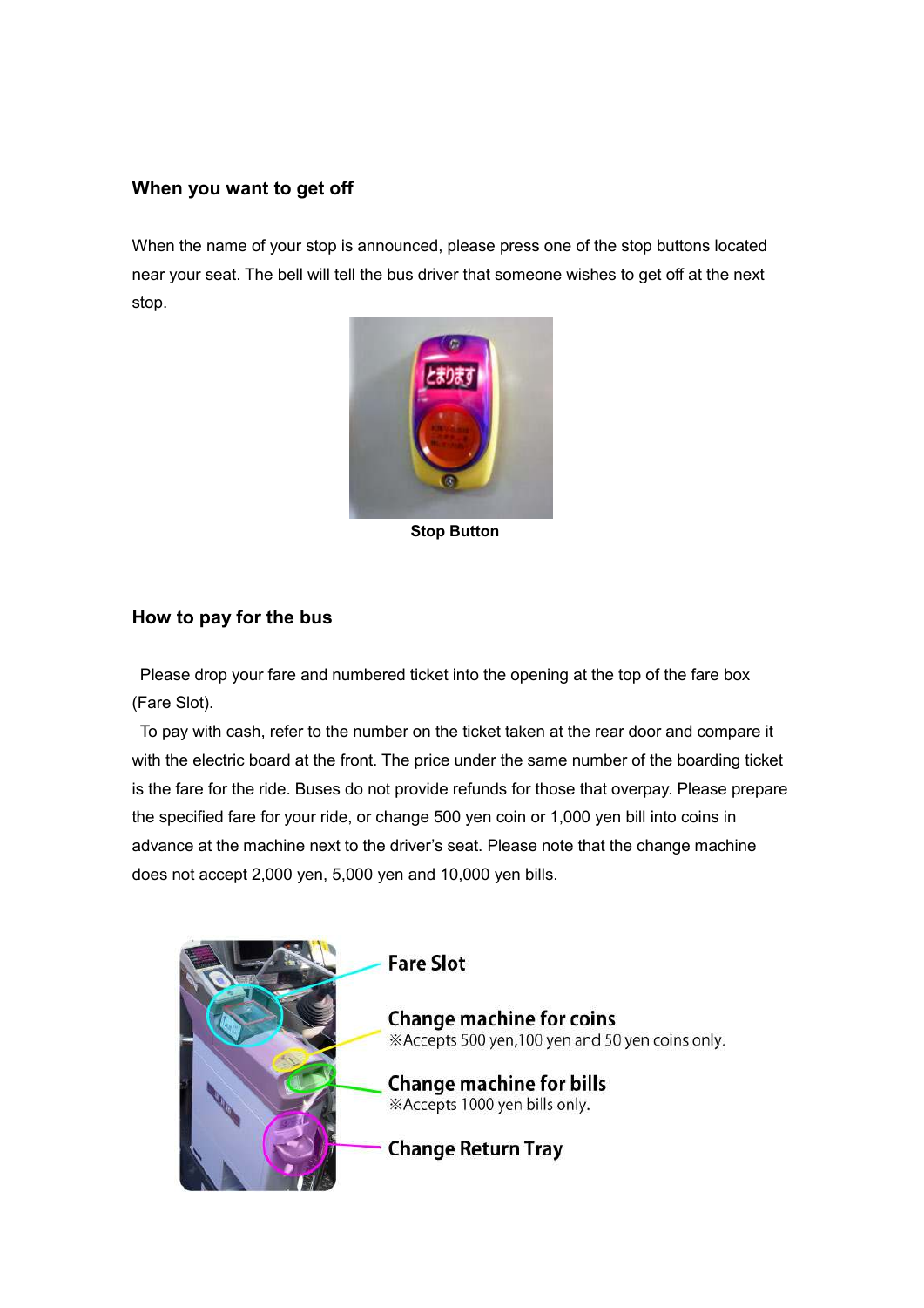## When you want to get off

When the name of your stop is announced, please press one of the stop buttons located near your seat. The bell will tell the bus driver that someone wishes to get off at the next stop.

**Stop Button**

## How to pay for the bus

Please drop your fare and numbered ticket into the opening at the top of the fare box (Fare Slot).

To pay with cash, refer to the number on the ticket taken at the rear door and compare it with the electric board at the front. The price under the same number of the boarding ticket is the fare for the ride. Buses do not provide refunds for those that overpay. Please prepare the specified fare for your ride, or change 500 yen coin or 1,000 yen bill into coins in advance at the machine next to the driver's seat. Please note that the change machine does not accept 2,000 yen, 5,000 yen and 10,000 yen bills.

Fare Slot

Change machine for coins
※Accepts 500 yen,100 yen and 50 yen coins only.

Change machine for bills
※Accepts 1000 yen bills only.

Change Return Tray